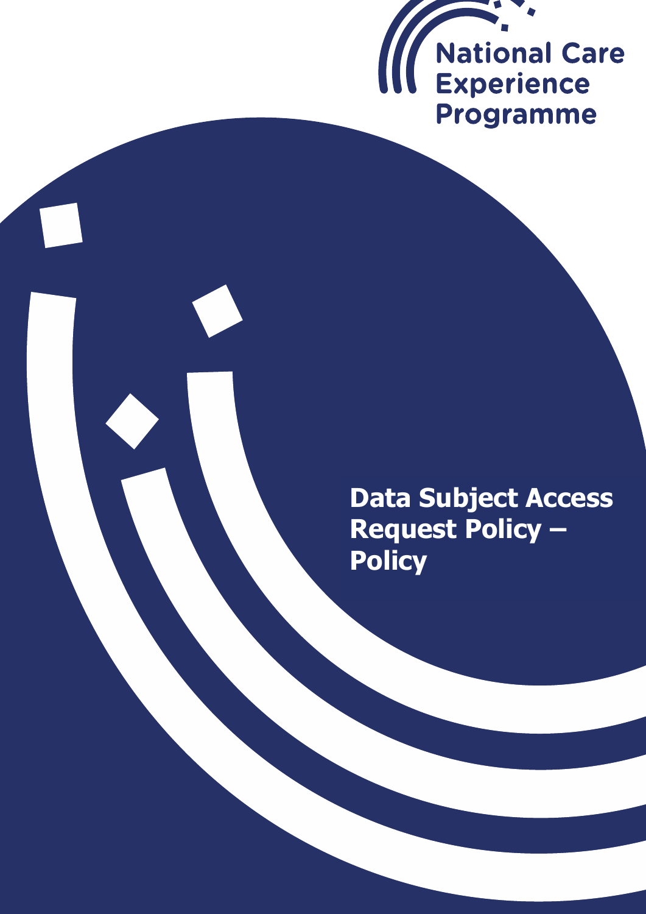National Care Experience Programme

# Data Subject Access Request Policy – Policy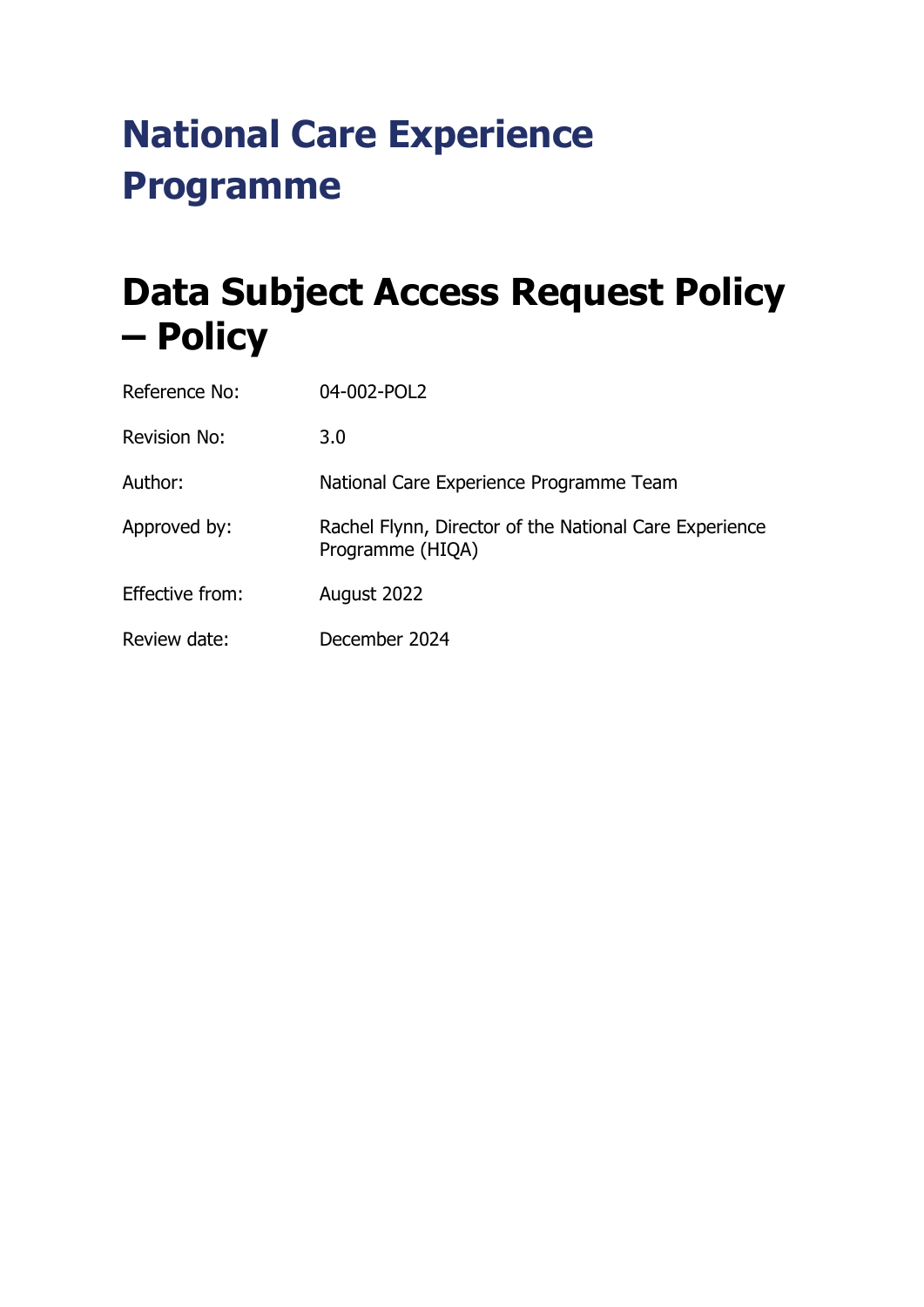# National Care Experience Programme

# Data Subject Access Request Policy – Policy

| | |
|---|---|
| Reference No: | 04-002-POL2 |
| Revision No: | 3.0 |
| Author: | National Care Experience Programme Team |
| Approved by: | Rachel Flynn, Director of the National Care Experience Programme (HIQA) |
| Effective from: | August 2022 |
| Review date: | December 2024 |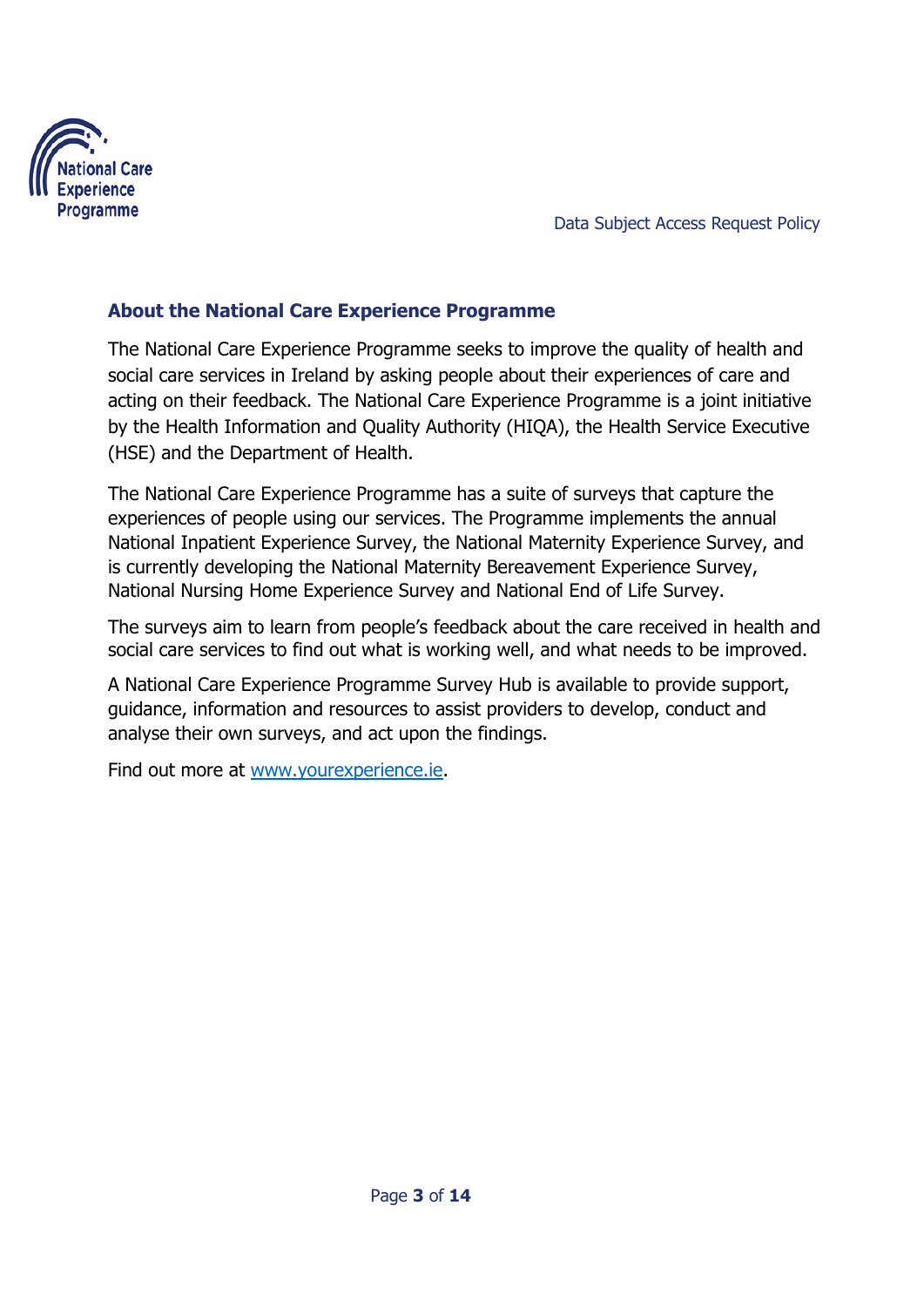## About the National Care Experience Programme

The National Care Experience Programme seeks to improve the quality of health and social care services in Ireland by asking people about their experiences of care and acting on their feedback. The National Care Experience Programme is a joint initiative by the Health Information and Quality Authority (HIQA), the Health Service Executive (HSE) and the Department of Health.

The National Care Experience Programme has a suite of surveys that capture the experiences of people using our services. The Programme implements the annual National Inpatient Experience Survey, the National Maternity Experience Survey, and is currently developing the National Maternity Bereavement Experience Survey, National Nursing Home Experience Survey and National End of Life Survey.

The surveys aim to learn from people's feedback about the care received in health and social care services to find out what is working well, and what needs to be improved.

A National Care Experience Programme Survey Hub is available to provide support, guidance, information and resources to assist providers to develop, conduct and analyse their own surveys, and act upon the findings.

Find out more at [www.yourexperience.ie](http://www.yourexperience.ie).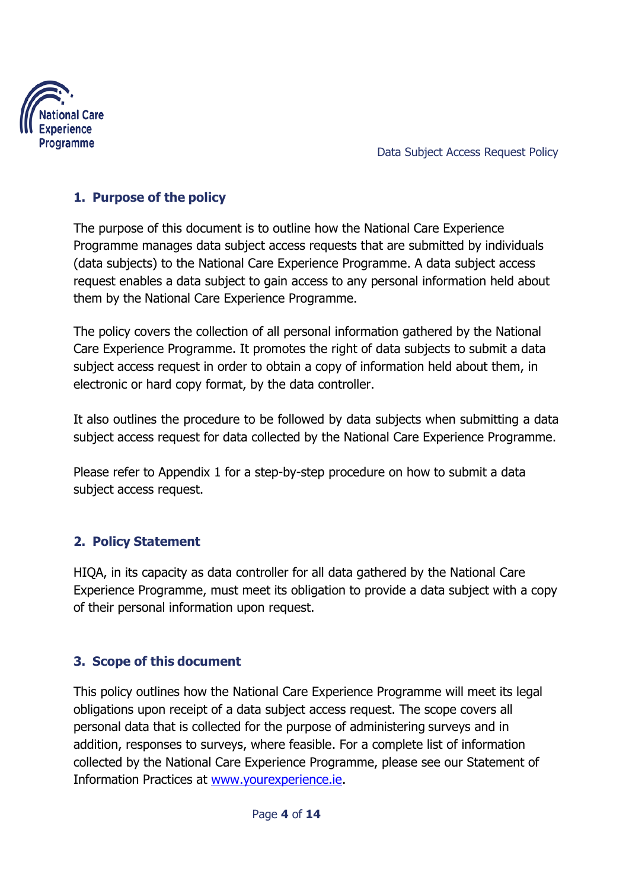## 1. Purpose of the policy

The purpose of this document is to outline how the National Care Experience Programme manages data subject access requests that are submitted by individuals (data subjects) to the National Care Experience Programme. A data subject access request enables a data subject to gain access to any personal information held about them by the National Care Experience Programme.

The policy covers the collection of all personal information gathered by the National Care Experience Programme. It promotes the right of data subjects to submit a data subject access request in order to obtain a copy of information held about them, in electronic or hard copy format, by the data controller.

It also outlines the procedure to be followed by data subjects when submitting a data subject access request for data collected by the National Care Experience Programme.

Please refer to Appendix 1 for a step-by-step procedure on how to submit a data subject access request.

## 2. Policy Statement

HIQA, in its capacity as data controller for all data gathered by the National Care Experience Programme, must meet its obligation to provide a data subject with a copy of their personal information upon request.

## 3. Scope of this document

This policy outlines how the National Care Experience Programme will meet its legal obligations upon receipt of a data subject access request. The scope covers all personal data that is collected for the purpose of administering surveys and in addition, responses to surveys, where feasible. For a complete list of information collected by the National Care Experience Programme, please see our Statement of Information Practices at [www.yourexperience.ie](www.yourexperience.ie).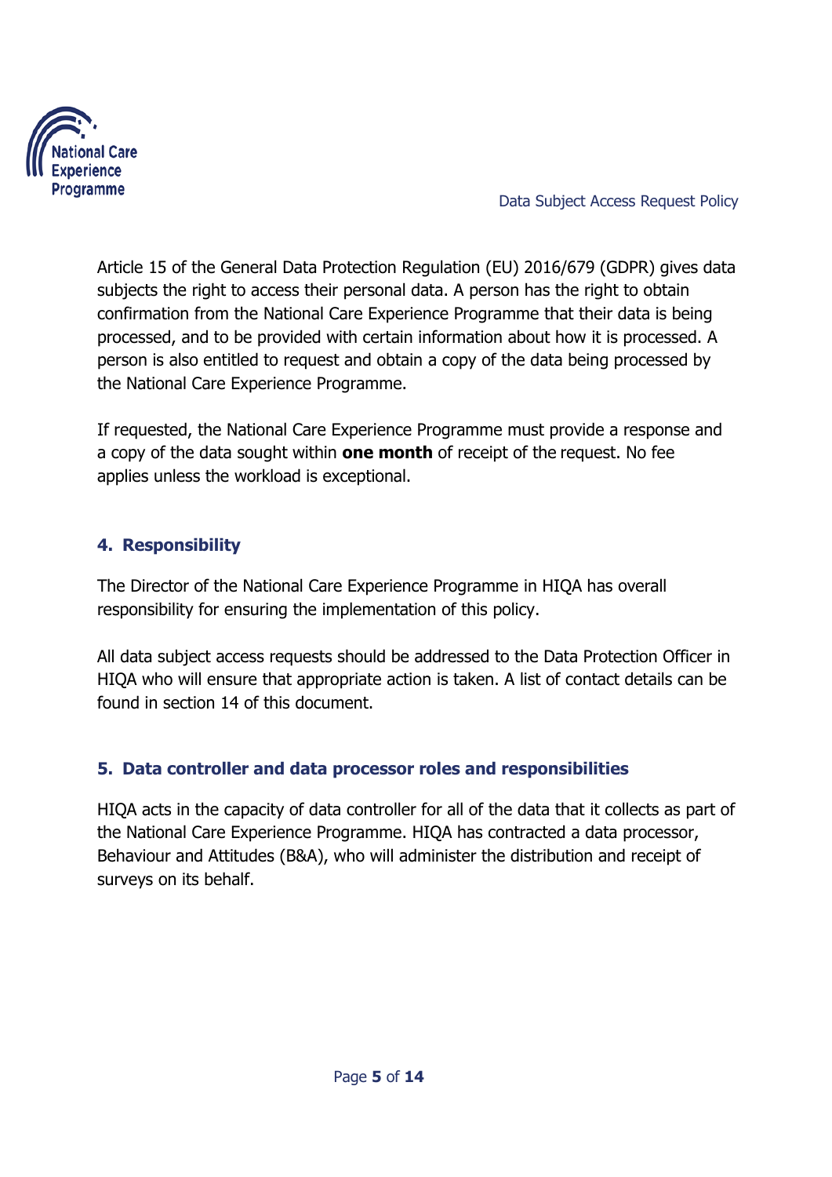Article 15 of the General Data Protection Regulation (EU) 2016/679 (GDPR) gives data subjects the right to access their personal data. A person has the right to obtain confirmation from the National Care Experience Programme that their data is being processed, and to be provided with certain information about how it is processed. A person is also entitled to request and obtain a copy of the data being processed by the National Care Experience Programme.

If requested, the National Care Experience Programme must provide a response and a copy of the data sought within **one month** of receipt of the request. No fee applies unless the workload is exceptional.

## 4. Responsibility

The Director of the National Care Experience Programme in HIQA has overall responsibility for ensuring the implementation of this policy.

All data subject access requests should be addressed to the Data Protection Officer in HIQA who will ensure that appropriate action is taken. A list of contact details can be found in section 14 of this document.

## 5. Data controller and data processor roles and responsibilities

HIQA acts in the capacity of data controller for all of the data that it collects as part of the National Care Experience Programme. HIQA has contracted a data processor, Behaviour and Attitudes (B&A), who will administer the distribution and receipt of surveys on its behalf.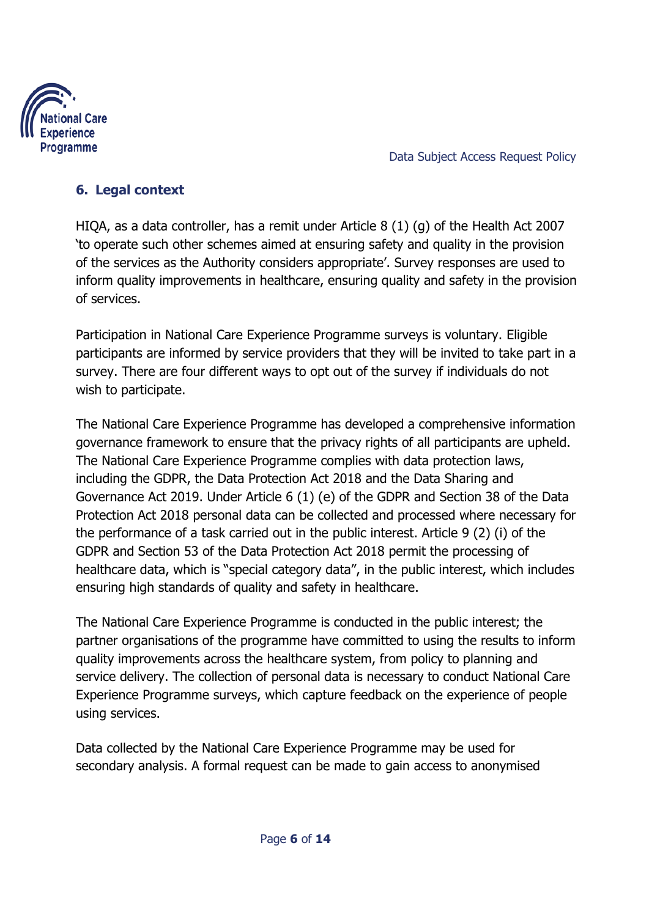## 6. Legal context

HIQA, as a data controller, has a remit under Article 8 (1) (g) of the Health Act 2007 'to operate such other schemes aimed at ensuring safety and quality in the provision of the services as the Authority considers appropriate'. Survey responses are used to inform quality improvements in healthcare, ensuring quality and safety in the provision of services.

Participation in National Care Experience Programme surveys is voluntary. Eligible participants are informed by service providers that they will be invited to take part in a survey. There are four different ways to opt out of the survey if individuals do not wish to participate.

The National Care Experience Programme has developed a comprehensive information governance framework to ensure that the privacy rights of all participants are upheld. The National Care Experience Programme complies with data protection laws, including the GDPR, the Data Protection Act 2018 and the Data Sharing and Governance Act 2019. Under Article 6 (1) (e) of the GDPR and Section 38 of the Data Protection Act 2018 personal data can be collected and processed where necessary for the performance of a task carried out in the public interest. Article 9 (2) (i) of the GDPR and Section 53 of the Data Protection Act 2018 permit the processing of healthcare data, which is "special category data", in the public interest, which includes ensuring high standards of quality and safety in healthcare.

The National Care Experience Programme is conducted in the public interest; the partner organisations of the programme have committed to using the results to inform quality improvements across the healthcare system, from policy to planning and service delivery. The collection of personal data is necessary to conduct National Care Experience Programme surveys, which capture feedback on the experience of people using services.

Data collected by the National Care Experience Programme may be used for secondary analysis. A formal request can be made to gain access to anonymised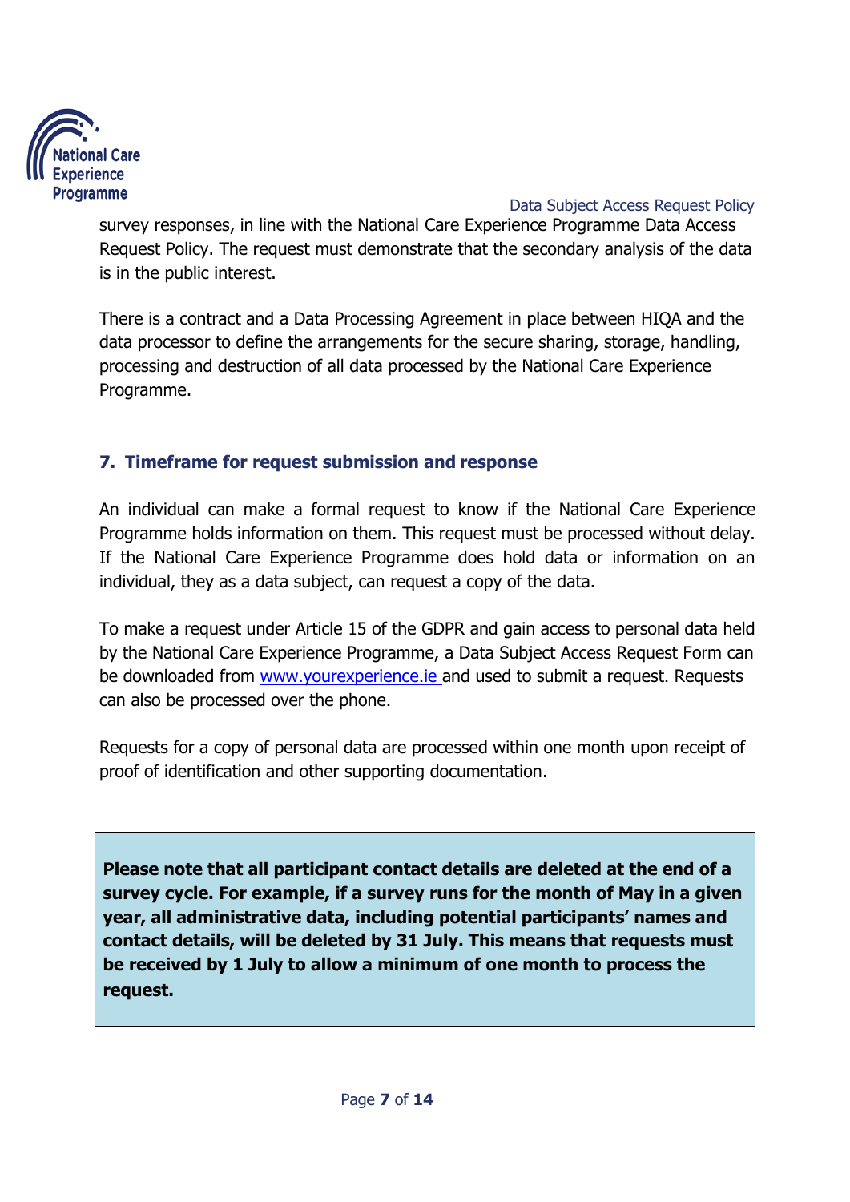survey responses, in line with the National Care Experience Programme Data Access Request Policy. The request must demonstrate that the secondary analysis of the data is in the public interest.

There is a contract and a Data Processing Agreement in place between HIQA and the data processor to define the arrangements for the secure sharing, storage, handling, processing and destruction of all data processed by the National Care Experience Programme.

## 7. Timeframe for request submission and response

An individual can make a formal request to know if the National Care Experience Programme holds information on them. This request must be processed without delay. If the National Care Experience Programme does hold data or information on an individual, they as a data subject, can request a copy of the data.

To make a request under Article 15 of the GDPR and gain access to personal data held by the National Care Experience Programme, a Data Subject Access Request Form can be downloaded from [www.yourexperience.ie](www.yourexperience.ie) and used to submit a request. Requests can also be processed over the phone.

Requests for a copy of personal data are processed within one month upon receipt of proof of identification and other supporting documentation.

**Please note that all participant contact details are deleted at the end of a survey cycle. For example, if a survey runs for the month of May in a given year, all administrative data, including potential participants' names and contact details, will be deleted by 31 July. This means that requests must be received by 1 July to allow a minimum of one month to process the request.**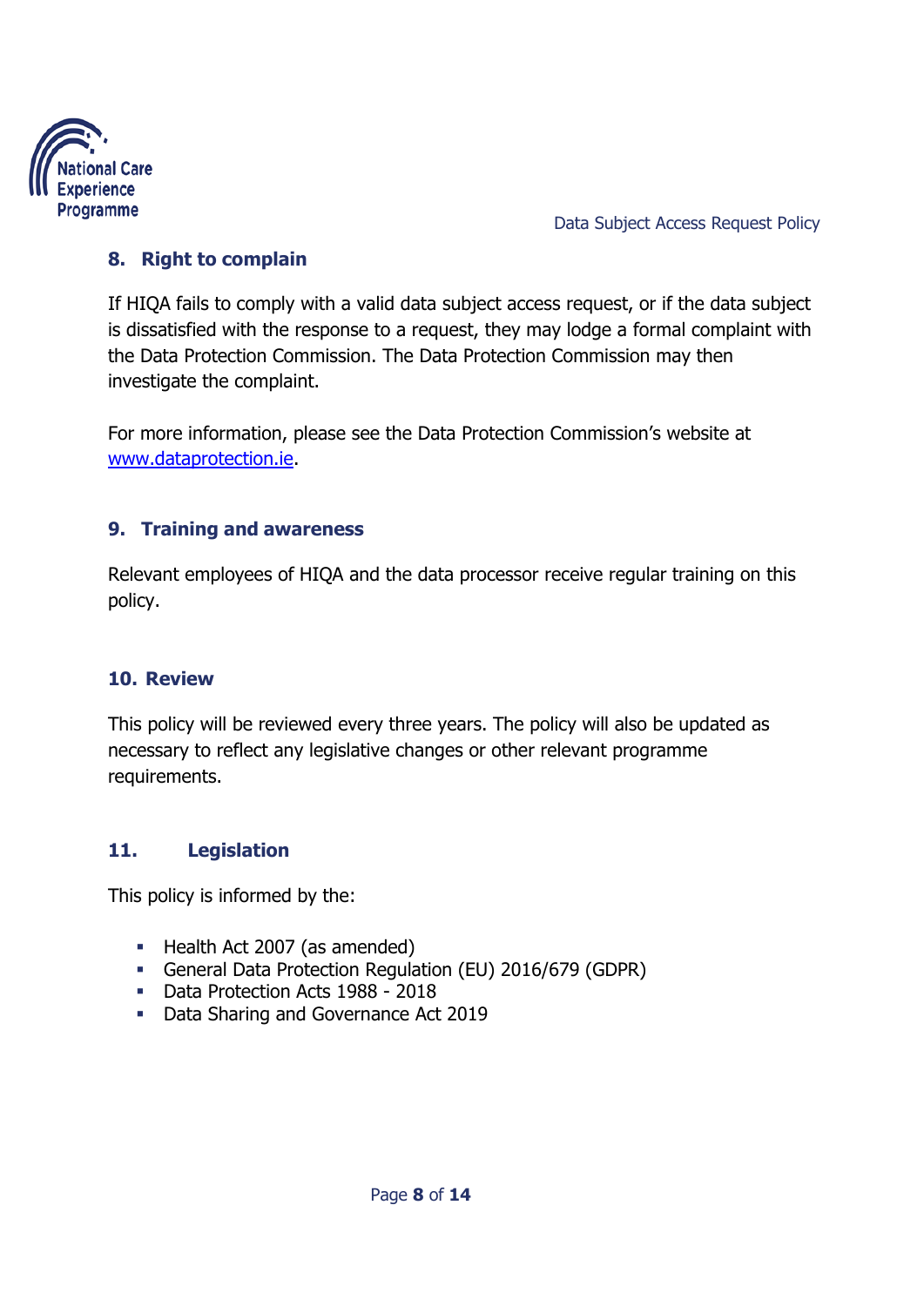## 8. Right to complain

If HIQA fails to comply with a valid data subject access request, or if the data subject is dissatisfied with the response to a request, they may lodge a formal complaint with the Data Protection Commission. The Data Protection Commission may then investigate the complaint.

For more information, please see the Data Protection Commission's website at [www.dataprotection.ie](http://www.dataprotection.ie).

## 9. Training and awareness

Relevant employees of HIQA and the data processor receive regular training on this policy.

## 10. Review

This policy will be reviewed every three years. The policy will also be updated as necessary to reflect any legislative changes or other relevant programme requirements.

## 11. Legislation

This policy is informed by the:

- Health Act 2007 (as amended)
- General Data Protection Regulation (EU) 2016/679 (GDPR)
- Data Protection Acts 1988 - 2018
- Data Sharing and Governance Act 2019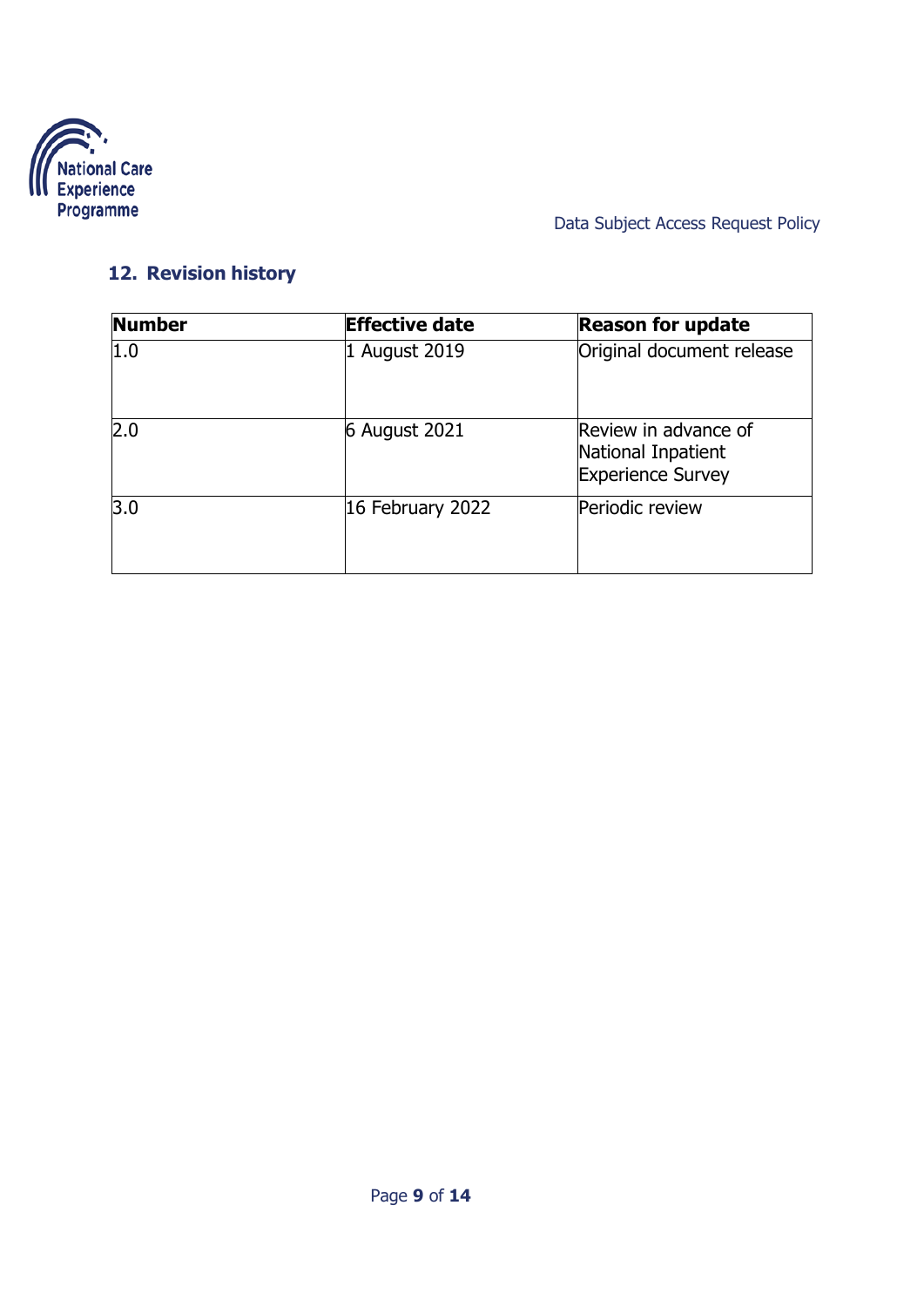## 12. Revision history

| Number | Effective date | Reason for update |
| --- | --- | --- |
| 1.0 | 1 August 2019 | Original document release |
| 2.0 | 6 August 2021 | Review in advance of National Inpatient Experience Survey |
| 3.0 | 16 February 2022 | Periodic review |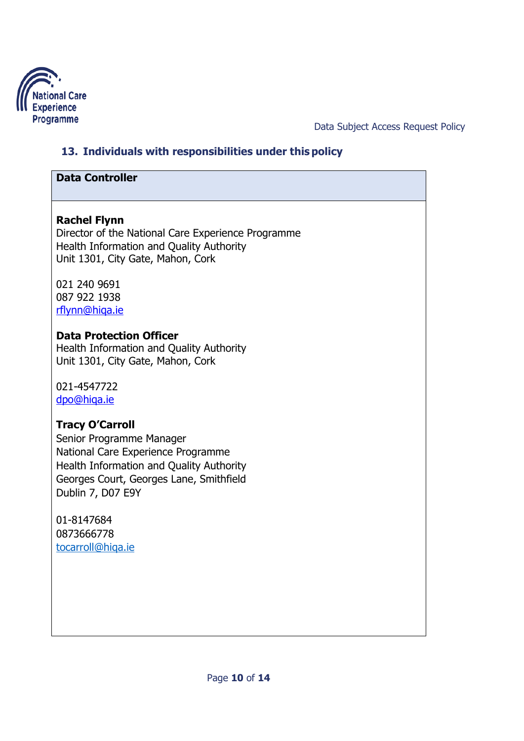## 13. Individuals with responsibilities under this policy

| Data Controller |
|---|
| **Rachel Flynn**<br>Director of the National Care Experience Programme<br>Health Information and Quality Authority<br>Unit 1301, City Gate, Mahon, Cork<br><br>021 240 9691<br>087 922 1938<br>rflynn@hiqa.ie<br><br>**Data Protection Officer**<br>Health Information and Quality Authority<br>Unit 1301, City Gate, Mahon, Cork<br><br>021-4547722<br>dpo@hiqa.ie<br><br>**Tracy O'Carroll**<br>Senior Programme Manager<br>National Care Experience Programme<br>Health Information and Quality Authority<br>Georges Court, Georges Lane, Smithfield<br>Dublin 7, D07 E9Y<br><br>01-8147684<br>0873666778<br>tocarroll@hiqa.ie |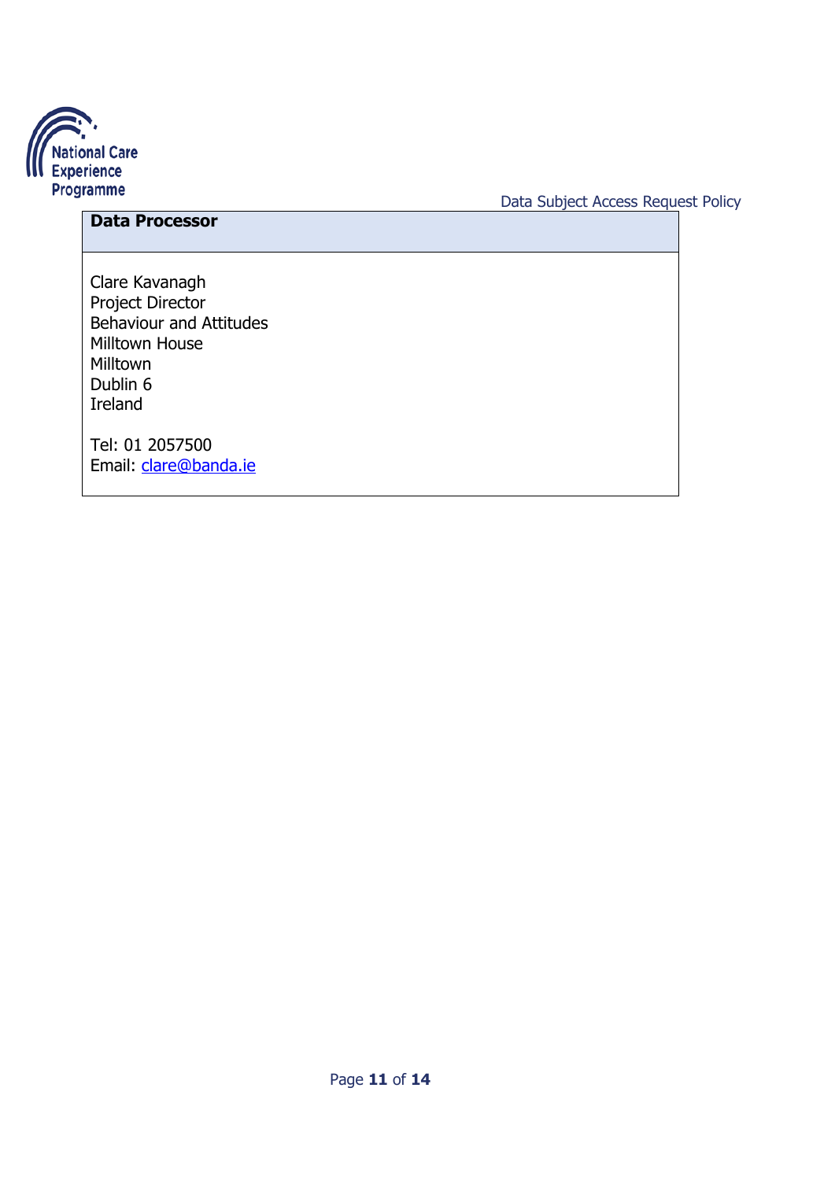| Data Processor |
| --- |
| Clare Kavanagh<br>Project Director<br>Behaviour and Attitudes<br>Milltown House<br>Milltown<br>Dublin 6<br>Ireland<br><br>Tel: 01 2057500<br>Email: clare@banda.ie |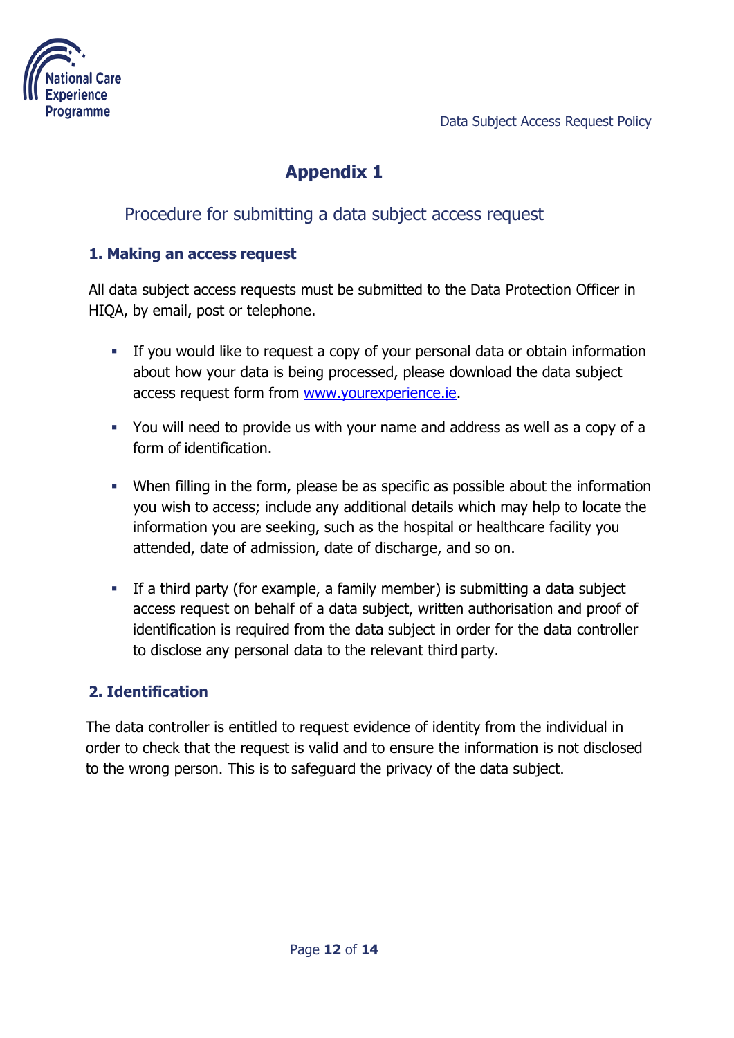# Appendix 1

## Procedure for submitting a data subject access request

### 1. Making an access request

All data subject access requests must be submitted to the Data Protection Officer in HIQA, by email, post or telephone.

- If you would like to request a copy of your personal data or obtain information about how your data is being processed, please download the data subject access request form from www.yourexperience.ie.
- You will need to provide us with your name and address as well as a copy of a form of identification.
- When filling in the form, please be as specific as possible about the information you wish to access; include any additional details which may help to locate the information you are seeking, such as the hospital or healthcare facility you attended, date of admission, date of discharge, and so on.
- If a third party (for example, a family member) is submitting a data subject access request on behalf of a data subject, written authorisation and proof of identification is required from the data subject in order for the data controller to disclose any personal data to the relevant third party.

### 2. Identification

The data controller is entitled to request evidence of identity from the individual in order to check that the request is valid and to ensure the information is not disclosed to the wrong person. This is to safeguard the privacy of the data subject.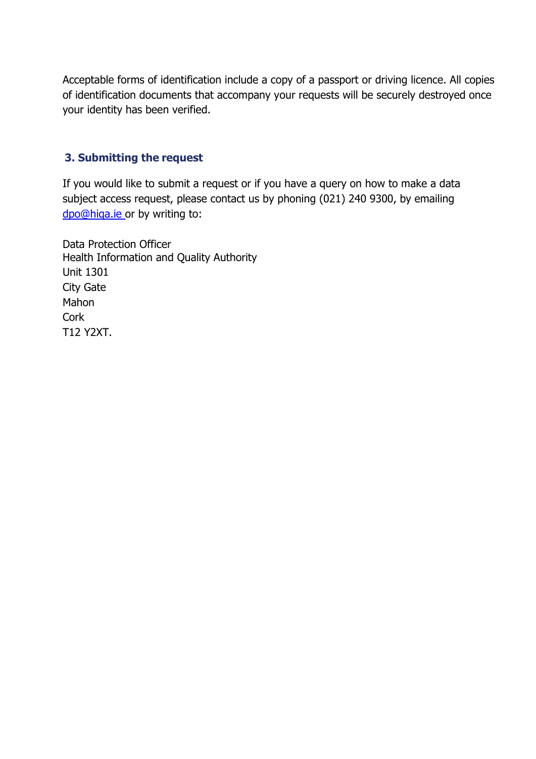Acceptable forms of identification include a copy of a passport or driving licence. All copies of identification documents that accompany your requests will be securely destroyed once your identity has been verified.

## 3. Submitting the request

If you would like to submit a request or if you have a query on how to make a data subject access request, please contact us by phoning (021) 240 9300, by emailing dpo@hiqa.ie or by writing to:

Data Protection Officer
Health Information and Quality Authority
Unit 1301
City Gate
Mahon
Cork
T12 Y2XT.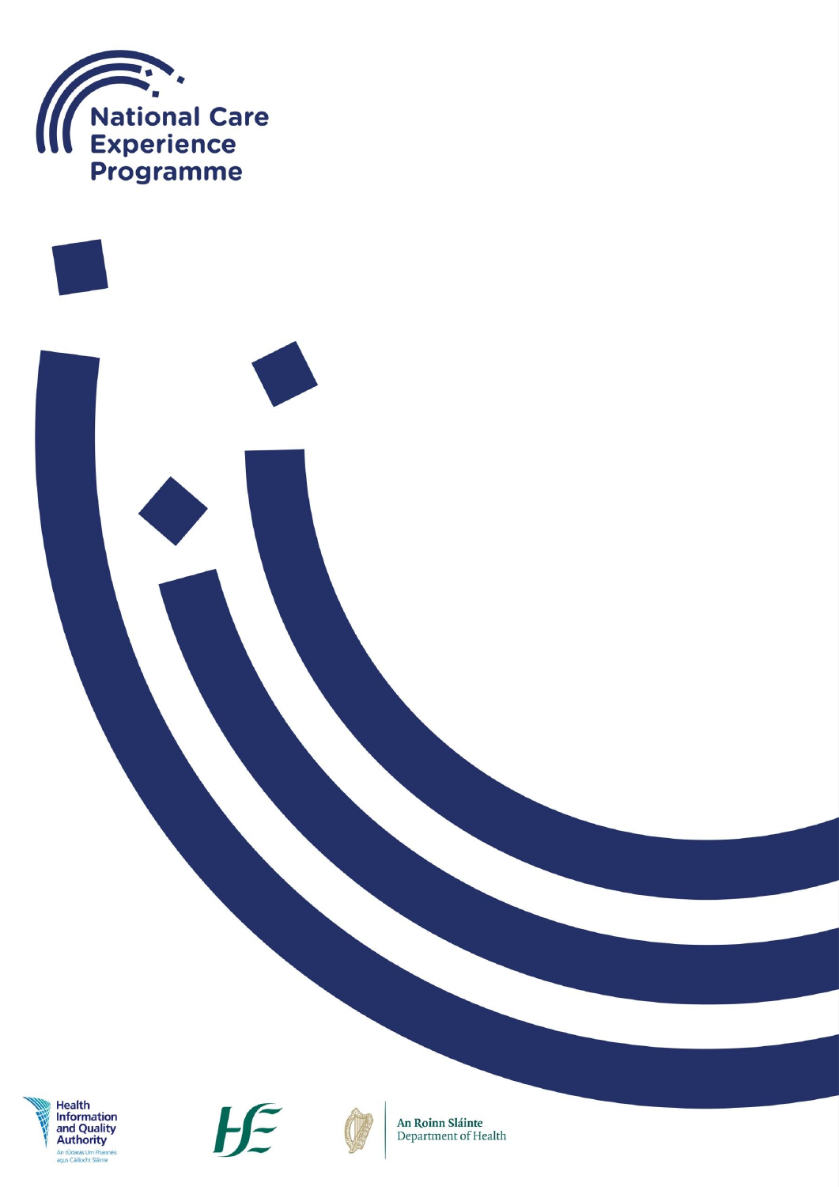National Care Experience Programme

Health Information and Quality Authority

An tÚdarás Um Fhaisnéis agus Cáilíocht Sláinte

An Roinn Sláinte
Department of Health